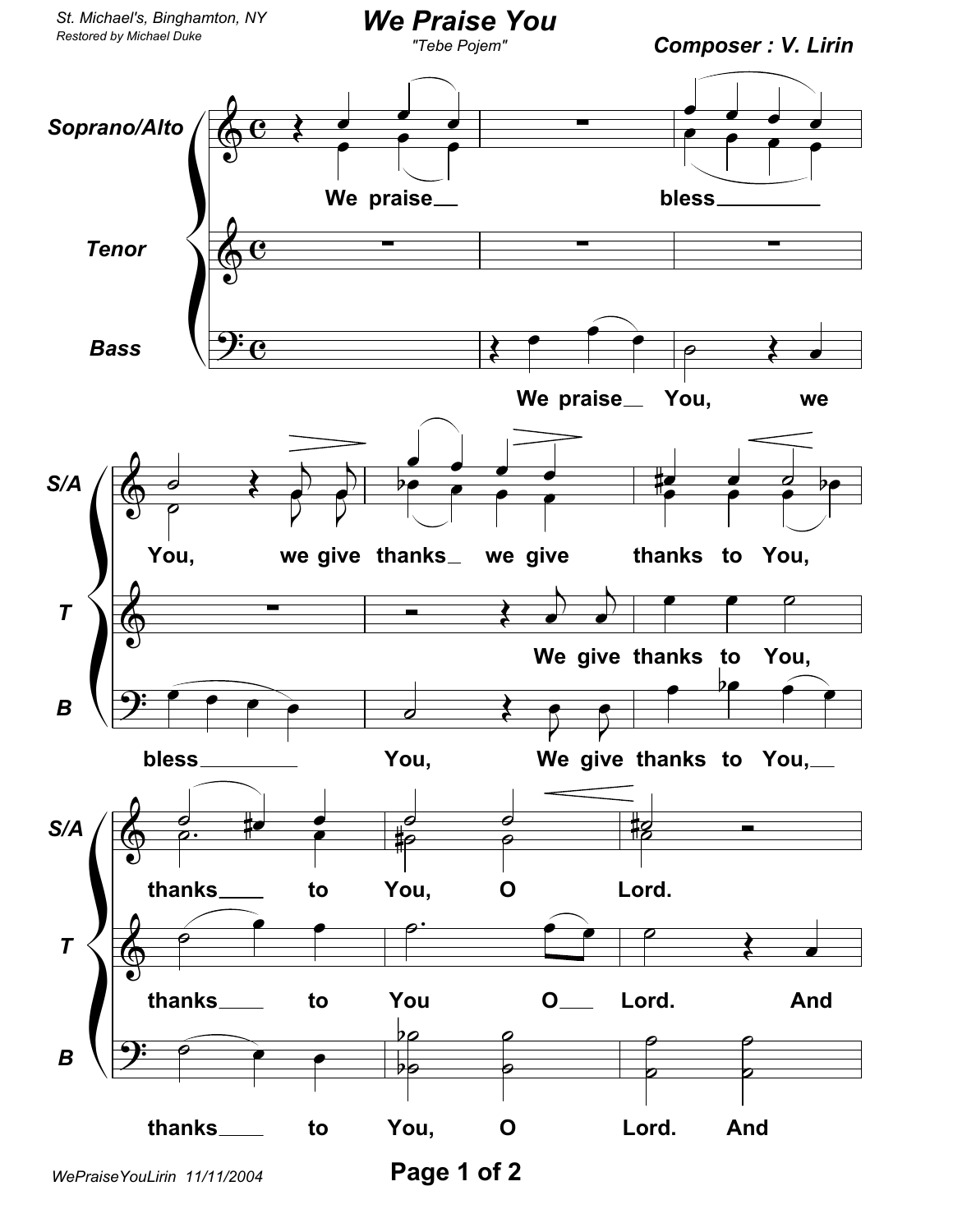St. Michael's, Binghamton, NY

*Restored by Michael Duke*

# We Praise You

*"Tebe Pojem"*

**Composer : V. Lirin**

**Soprano/Alto:** We praise bless You, we give thanks we give thanks to You, thanks to You, O Lord.

**Tenor:** We give thanks to You, thanks to You O Lord. And

**Bass:** We praise You, we bless You, We give thanks to You, thanks to You, O Lord. And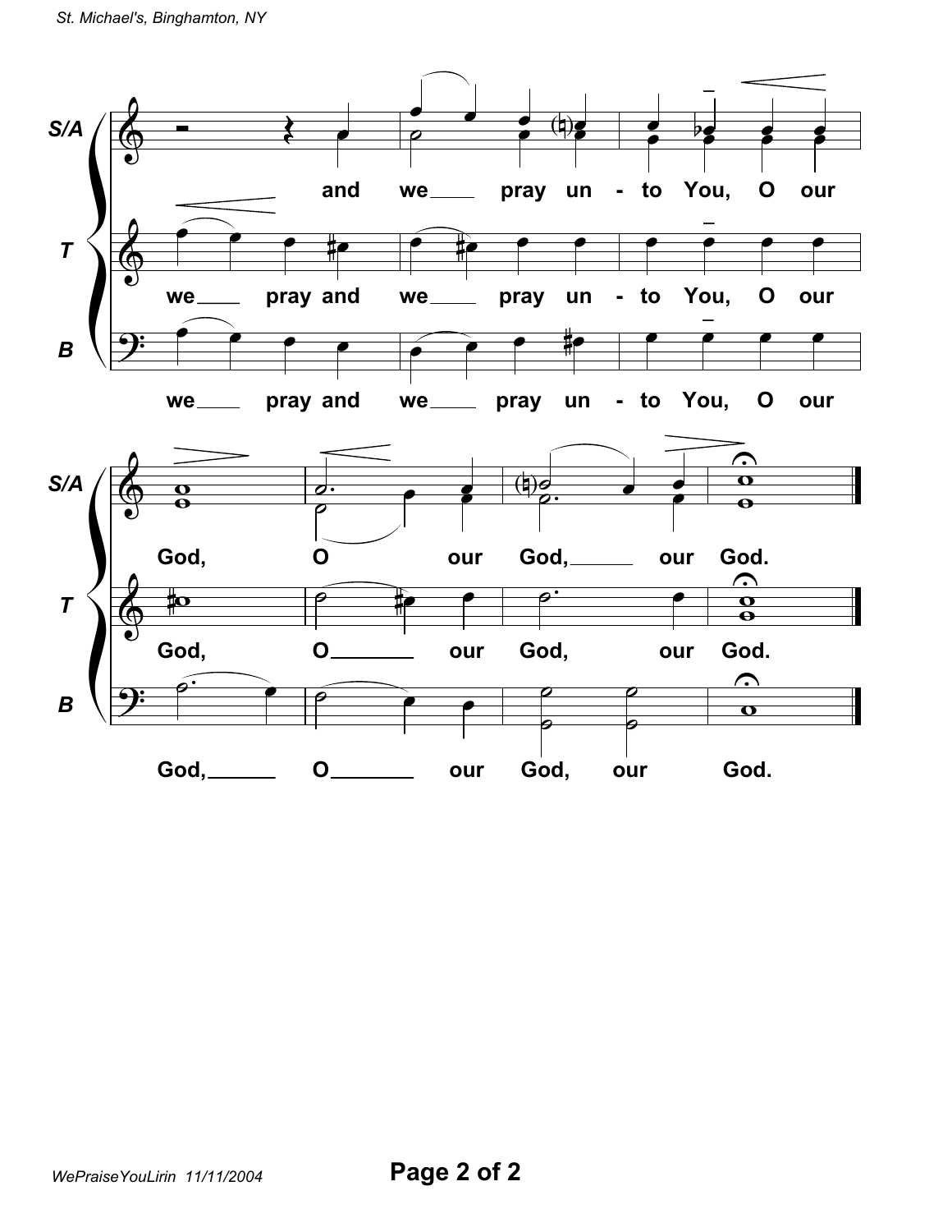S/A: and we pray un - to You, O our God, O our God, our God.

T: we pray and we pray un - to You, O our God, O our our God, our God.

B: we pray and we pray un - to You, O our God, O our God, our God.